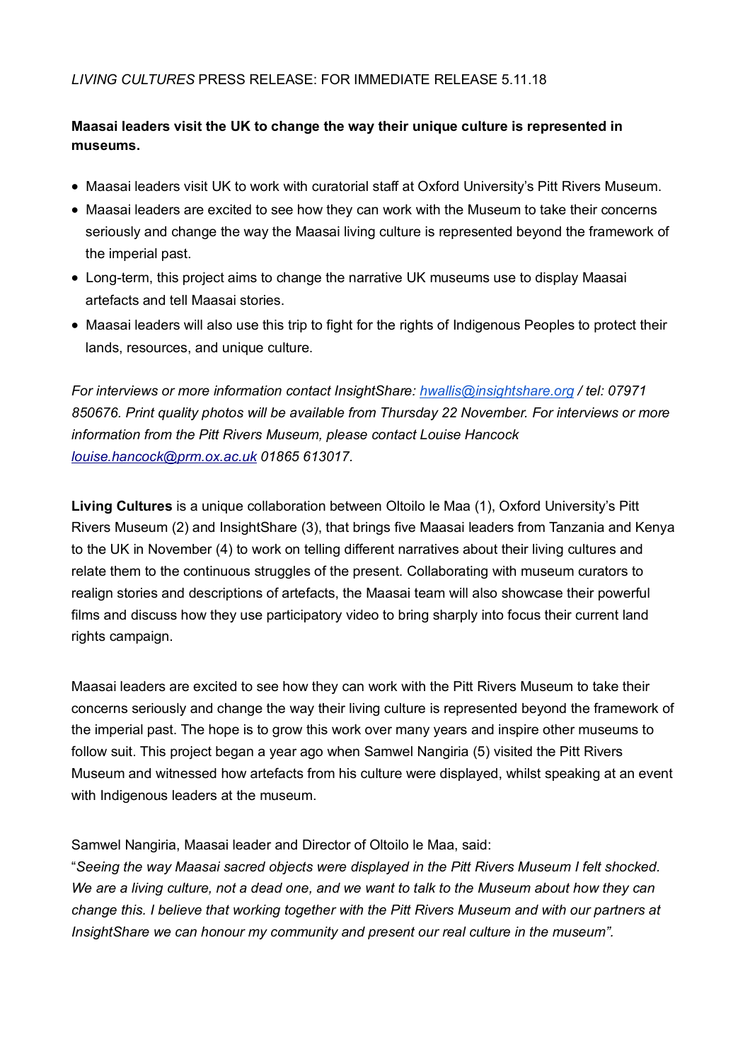*LIVING CULTURES* PRESS RELEASE: FOR IMMEDIATE RELEASE 5.11.18

**Maasai leaders visit the UK to change the way their unique culture is represented in museums.**

- Maasai leaders visit UK to work with curatorial staff at Oxford University's Pitt Rivers Museum.
- Maasai leaders are excited to see how they can work with the Museum to take their concerns seriously and change the way the Maasai living culture is represented beyond the framework of the imperial past.
- Long-term, this project aims to change the narrative UK museums use to display Maasai artefacts and tell Maasai stories.
- Maasai leaders will also use this trip to fight for the rights of Indigenous Peoples to protect their lands, resources, and unique culture.

*For interviews or more information contact InsightShare: hwallis@insightshare.org / tel: 07971 850676. Print quality photos will be available from Thursday 22 November. For interviews or more information from the Pitt Rivers Museum, please contact Louise Hancock louise.hancock@prm.ox.ac.uk 01865 613017.*

**Living Cultures** is a unique collaboration between Oltoilo le Maa (1), Oxford University's Pitt Rivers Museum (2) and InsightShare (3), that brings five Maasai leaders from Tanzania and Kenya to the UK in November (4) to work on telling different narratives about their living cultures and relate them to the continuous struggles of the present. Collaborating with museum curators to realign stories and descriptions of artefacts, the Maasai team will also showcase their powerful films and discuss how they use participatory video to bring sharply into focus their current land rights campaign.

Maasai leaders are excited to see how they can work with the Pitt Rivers Museum to take their concerns seriously and change the way their living culture is represented beyond the framework of the imperial past. The hope is to grow this work over many years and inspire other museums to follow suit. This project began a year ago when Samwel Nangiria (5) visited the Pitt Rivers Museum and witnessed how artefacts from his culture were displayed, whilst speaking at an event with Indigenous leaders at the museum.

Samwel Nangiria, Maasai leader and Director of Oltoilo le Maa, said:
"*Seeing the way Maasai sacred objects were displayed in the Pitt Rivers Museum I felt shocked. We are a living culture, not a dead one, and we want to talk to the Museum about how they can change this. I believe that working together with the Pitt Rivers Museum and with our partners at InsightShare we can honour my community and present our real culture in the museum".*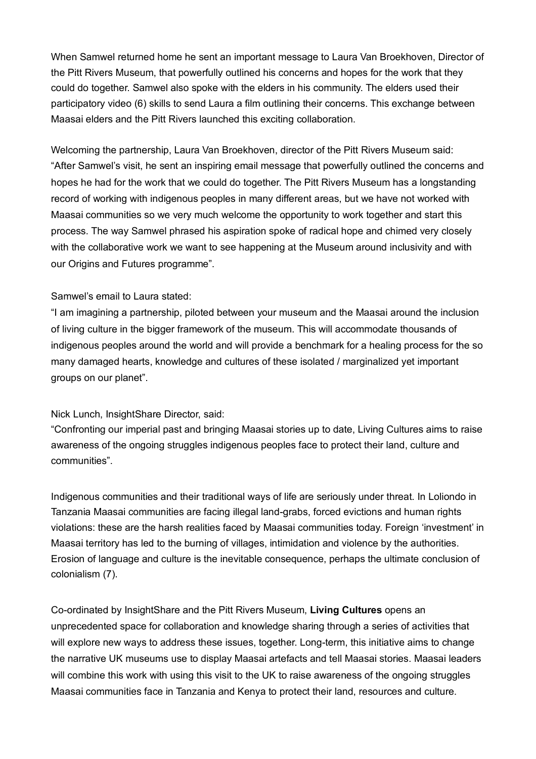When Samwel returned home he sent an important message to Laura Van Broekhoven, Director of the Pitt Rivers Museum, that powerfully outlined his concerns and hopes for the work that they could do together. Samwel also spoke with the elders in his community. The elders used their participatory video (6) skills to send Laura a film outlining their concerns. This exchange between Maasai elders and the Pitt Rivers launched this exciting collaboration.

Welcoming the partnership, Laura Van Broekhoven, director of the Pitt Rivers Museum said: "After Samwel's visit, he sent an inspiring email message that powerfully outlined the concerns and hopes he had for the work that we could do together. The Pitt Rivers Museum has a longstanding record of working with indigenous peoples in many different areas, but we have not worked with Maasai communities so we very much welcome the opportunity to work together and start this process. The way Samwel phrased his aspiration spoke of radical hope and chimed very closely with the collaborative work we want to see happening at the Museum around inclusivity and with our Origins and Futures programme".

Samwel's email to Laura stated:
"I am imagining a partnership, piloted between your museum and the Maasai around the inclusion of living culture in the bigger framework of the museum. This will accommodate thousands of indigenous peoples around the world and will provide a benchmark for a healing process for the so many damaged hearts, knowledge and cultures of these isolated / marginalized yet important groups on our planet".

Nick Lunch, InsightShare Director, said:
"Confronting our imperial past and bringing Maasai stories up to date, Living Cultures aims to raise awareness of the ongoing struggles indigenous peoples face to protect their land, culture and communities".

Indigenous communities and their traditional ways of life are seriously under threat. In Loliondo in Tanzania Maasai communities are facing illegal land-grabs, forced evictions and human rights violations: these are the harsh realities faced by Maasai communities today. Foreign 'investment' in Maasai territory has led to the burning of villages, intimidation and violence by the authorities. Erosion of language and culture is the inevitable consequence, perhaps the ultimate conclusion of colonialism (7).

Co-ordinated by InsightShare and the Pitt Rivers Museum, **Living Cultures** opens an unprecedented space for collaboration and knowledge sharing through a series of activities that will explore new ways to address these issues, together. Long-term, this initiative aims to change the narrative UK museums use to display Maasai artefacts and tell Maasai stories. Maasai leaders will combine this work with using this visit to the UK to raise awareness of the ongoing struggles Maasai communities face in Tanzania and Kenya to protect their land, resources and culture.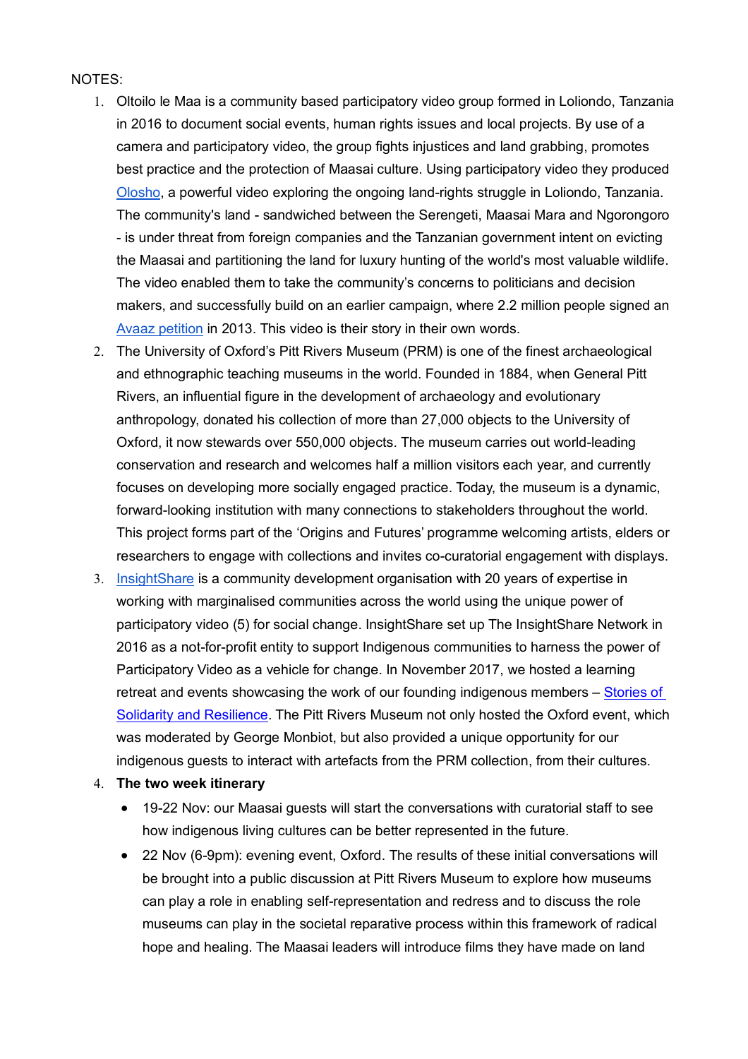NOTES:

1. Oltoilo le Maa is a community based participatory video group formed in Loliondo, Tanzania in 2016 to document social events, human rights issues and local projects. By use of a camera and participatory video, the group fights injustices and land grabbing, promotes best practice and the protection of Maasai culture. Using participatory video they produced Olosho, a powerful video exploring the ongoing land-rights struggle in Loliondo, Tanzania. The community's land - sandwiched between the Serengeti, Maasai Mara and Ngorongoro - is under threat from foreign companies and the Tanzanian government intent on evicting the Maasai and partitioning the land for luxury hunting of the world's most valuable wildlife. The video enabled them to take the community's concerns to politicians and decision makers, and successfully build on an earlier campaign, where 2.2 million people signed an Avaaz petition in 2013. This video is their story in their own words.
2. The University of Oxford's Pitt Rivers Museum (PRM) is one of the finest archaeological and ethnographic teaching museums in the world. Founded in 1884, when General Pitt Rivers, an influential figure in the development of archaeology and evolutionary anthropology, donated his collection of more than 27,000 objects to the University of Oxford, it now stewards over 550,000 objects. The museum carries out world-leading conservation and research and welcomes half a million visitors each year, and currently focuses on developing more socially engaged practice. Today, the museum is a dynamic, forward-looking institution with many connections to stakeholders throughout the world. This project forms part of the 'Origins and Futures' programme welcoming artists, elders or researchers to engage with collections and invites co-curatorial engagement with displays.
3. InsightShare is a community development organisation with 20 years of expertise in working with marginalised communities across the world using the unique power of participatory video (5) for social change. InsightShare set up The InsightShare Network in 2016 as a not-for-profit entity to support Indigenous communities to harness the power of Participatory Video as a vehicle for change. In November 2017, we hosted a learning retreat and events showcasing the work of our founding indigenous members – Stories of Solidarity and Resilience. The Pitt Rivers Museum not only hosted the Oxford event, which was moderated by George Monbiot, but also provided a unique opportunity for our indigenous guests to interact with artefacts from the PRM collection, from their cultures.
4. **The two week itinerary**
   - 19-22 Nov: our Maasai guests will start the conversations with curatorial staff to see how indigenous living cultures can be better represented in the future.
   - 22 Nov (6-9pm): evening event, Oxford. The results of these initial conversations will be brought into a public discussion at Pitt Rivers Museum to explore how museums can play a role in enabling self-representation and redress and to discuss the role museums can play in the societal reparative process within this framework of radical hope and healing. The Maasai leaders will introduce films they have made on land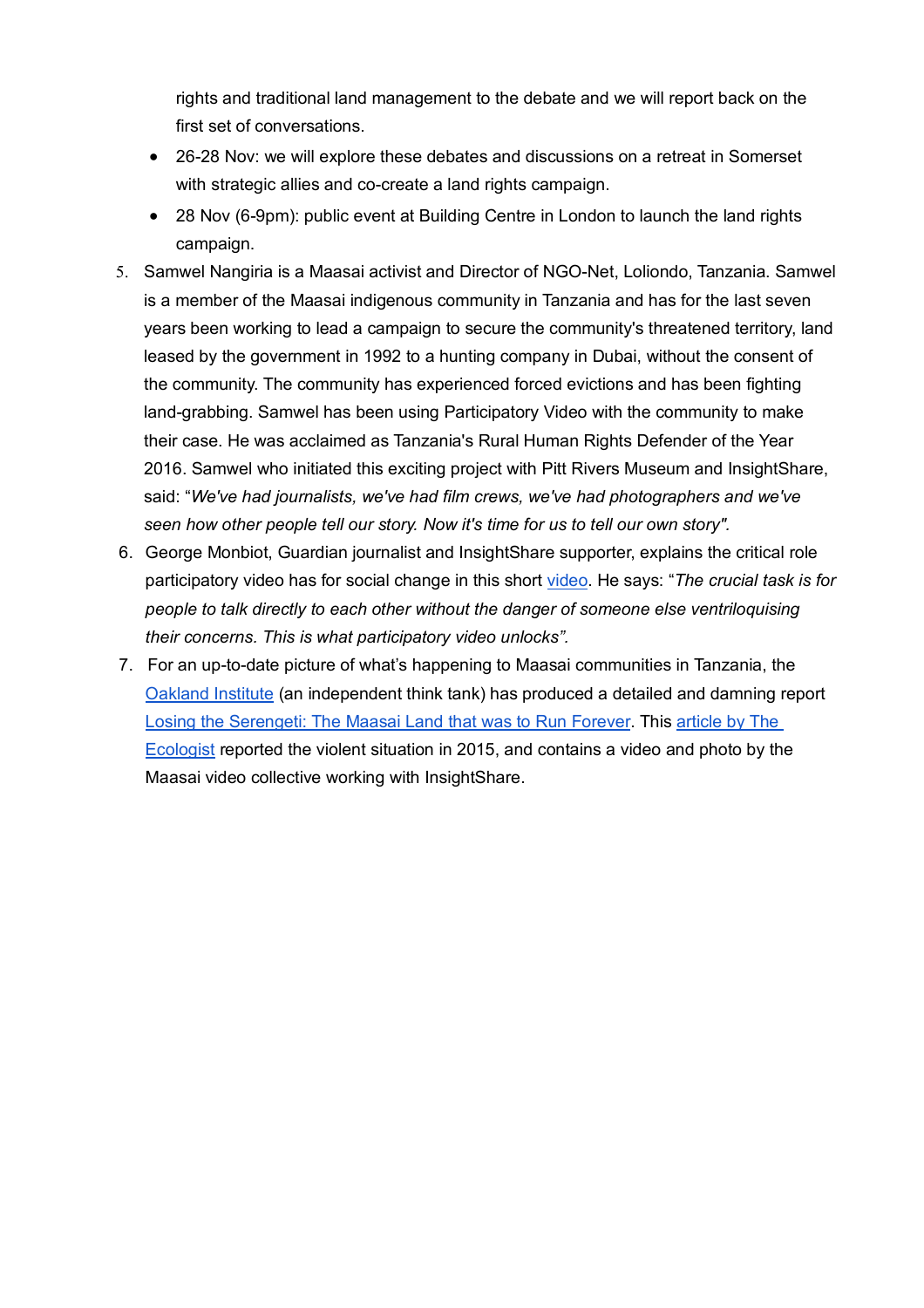rights and traditional land management to the debate and we will report back on the first set of conversations.

- 26-28 Nov: we will explore these debates and discussions on a retreat in Somerset with strategic allies and co-create a land rights campaign.
- 28 Nov (6-9pm): public event at Building Centre in London to launch the land rights campaign.

5. Samwel Nangiria is a Maasai activist and Director of NGO-Net, Loliondo, Tanzania. Samwel is a member of the Maasai indigenous community in Tanzania and has for the last seven years been working to lead a campaign to secure the community's threatened territory, land leased by the government in 1992 to a hunting company in Dubai, without the consent of the community. The community has experienced forced evictions and has been fighting land-grabbing. Samwel has been using Participatory Video with the community to make their case. He was acclaimed as Tanzania's Rural Human Rights Defender of the Year 2016. Samwel who initiated this exciting project with Pitt Rivers Museum and InsightShare, said: "*We've had journalists, we've had film crews, we've had photographers and we've seen how other people tell our story. Now it's time for us to tell our own story".*
6. George Monbiot, Guardian journalist and InsightShare supporter, explains the critical role participatory video has for social change in this short video. He says: "*The crucial task is for people to talk directly to each other without the danger of someone else ventriloquising their concerns. This is what participatory video unlocks".*
7. For an up-to-date picture of what's happening to Maasai communities in Tanzania, the Oakland Institute (an independent think tank) has produced a detailed and damning report Losing the Serengeti: The Maasai Land that was to Run Forever. This article by The Ecologist reported the violent situation in 2015, and contains a video and photo by the Maasai video collective working with InsightShare.